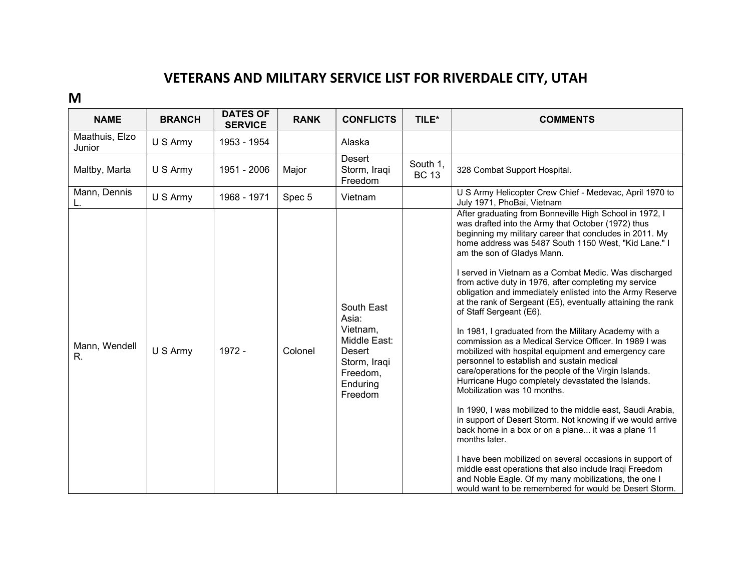# VETERANS AND MILITARY SERVICE LIST FOR RIVERDALE CITY, UTAH

## M

| NAME | BRANCH | DATES OF SERVICE | RANK | CONFLICTS | TILE* | COMMENTS |
|---|---|---|---|---|---|---|
| Maathuis, Elzo Junior | U S Army | 1953 - 1954 | | Alaska | | |
| Maltby, Marta | U S Army | 1951 - 2006 | Major | Desert Storm, Iraqi Freedom | South 1, BC 13 | 328 Combat Support Hospital. |
| Mann, Dennis L. | U S Army | 1968 - 1971 | Spec 5 | Vietnam | | U S Army Helicopter Crew Chief - Medevac, April 1970 to July 1971, PhoBai, Vietnam |
| Mann, Wendell R. | U S Army | 1972 - | Colonel | South East Asia: Vietnam, Middle East: Desert Storm, Iraqi Freedom, Enduring Freedom | | After graduating from Bonneville High School in 1972, I was drafted into the Army that October (1972) thus beginning my military career that concludes in 2011. My home address was 5487 South 1150 West, "Kid Lane." I am the son of Gladys Mann. <br><br> I served in Vietnam as a Combat Medic. Was discharged from active duty in 1976, after completing my service obligation and immediately enlisted into the Army Reserve at the rank of Sergeant (E5), eventually attaining the rank of Staff Sergeant (E6). <br><br> In 1981, I graduated from the Military Academy with a commission as a Medical Service Officer. In 1989 I was mobilized with hospital equipment and emergency care personnel to establish and sustain medical care/operations for the people of the Virgin Islands. Hurricane Hugo completely devastated the Islands. Mobilization was 10 months. <br><br> In 1990, I was mobilized to the middle east, Saudi Arabia, in support of Desert Storm. Not knowing if we would arrive back home in a box or on a plane... it was a plane 11 months later. <br><br> I have been mobilized on several occasions in support of middle east operations that also include Iraqi Freedom and Noble Eagle. Of my many mobilizations, the one I would want to be remembered for would be Desert Storm. |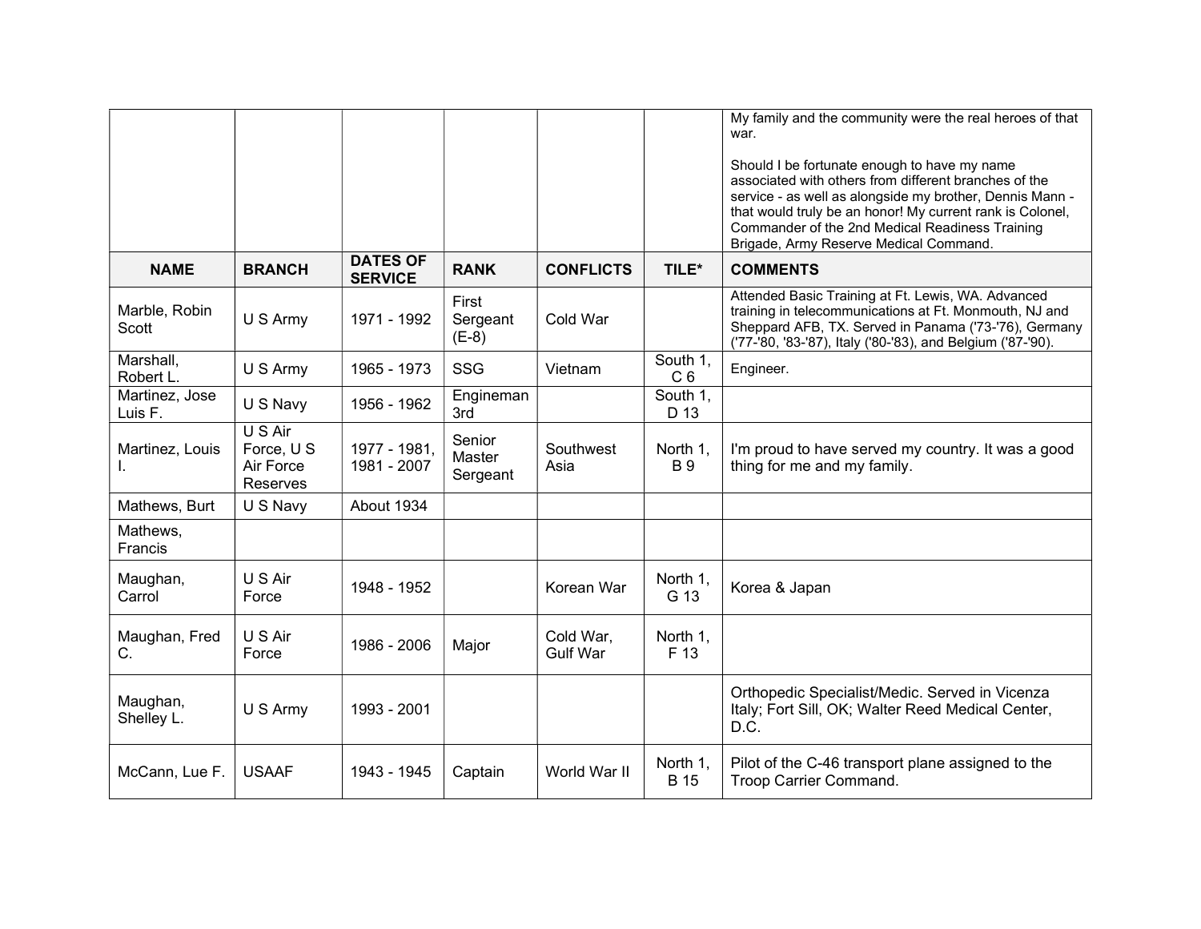| | | | | | | My family and the community were the real heroes of that war.<br><br>Should I be fortunate enough to have my name associated with others from different branches of the service - as well as alongside my brother, Dennis Mann - that would truly be an honor! My current rank is Colonel, Commander of the 2nd Medical Readiness Training Brigade, Army Reserve Medical Command. |
|---|---|---|---|---|---|---|
| **NAME** | **BRANCH** | **DATES OF SERVICE** | **RANK** | **CONFLICTS** | **TILE*** | **COMMENTS** |
| Marble, Robin Scott | U S Army | 1971 - 1992 | First Sergeant (E-8) | Cold War | | Attended Basic Training at Ft. Lewis, WA. Advanced training in telecommunications at Ft. Monmouth, NJ and Sheppard AFB, TX. Served in Panama ('73-'76), Germany ('77-'80, '83-'87), Italy ('80-'83), and Belgium ('87-'90). |
| Marshall, Robert L. | U S Army | 1965 - 1973 | SSG | Vietnam | South 1, C 6 | Engineer. |
| Martinez, Jose Luis F. | U S Navy | 1956 - 1962 | Engineman 3rd | | South 1, D 13 | |
| Martinez, Louis I. | U S Air Force, U S Air Force Reserves | 1977 - 1981, 1981 - 2007 | Senior Master Sergeant | Southwest Asia | North 1, B 9 | I'm proud to have served my country. It was a good thing for me and my family. |
| Mathews, Burt | U S Navy | About 1934 | | | | |
| Mathews, Francis | | | | | | |
| Maughan, Carrol | U S Air Force | 1948 - 1952 | | Korean War | North 1, G 13 | Korea & Japan |
| Maughan, Fred C. | U S Air Force | 1986 - 2006 | Major | Cold War, Gulf War | North 1, F 13 | |
| Maughan, Shelley L. | U S Army | 1993 - 2001 | | | | Orthopedic Specialist/Medic. Served in Vicenza Italy; Fort Sill, OK; Walter Reed Medical Center, D.C. |
| McCann, Lue F. | USAAF | 1943 - 1945 | Captain | World War II | North 1, B 15 | Pilot of the C-46 transport plane assigned to the Troop Carrier Command. |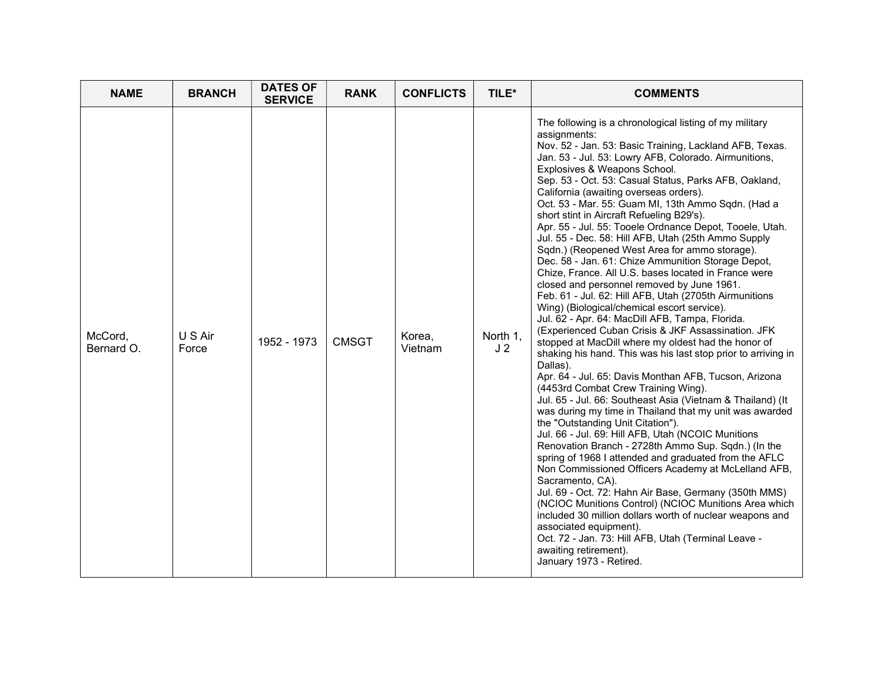| NAME | BRANCH | DATES OF SERVICE | RANK | CONFLICTS | TILE* | COMMENTS |
| --- | --- | --- | --- | --- | --- | --- |
| McCord, Bernard O. | U S Air Force | 1952 - 1973 | CMSGT | Korea, Vietnam | North 1, J 2 | The following is a chronological listing of my military assignments:<br>Nov. 52 - Jan. 53: Basic Training, Lackland AFB, Texas.<br>Jan. 53 - Jul. 53: Lowry AFB, Colorado. Airmunitions, Explosives & Weapons School.<br>Sep. 53 - Oct. 53: Casual Status, Parks AFB, Oakland, California (awaiting overseas orders).<br>Oct. 53 - Mar. 55: Guam MI, 13th Ammo Sqdn. (Had a short stint in Aircraft Refueling B29's).<br>Apr. 55 - Jul. 55: Tooele Ordnance Depot, Tooele, Utah.<br>Jul. 55 - Dec. 58: Hill AFB, Utah (25th Ammo Supply Sqdn.) (Reopened West Area for ammo storage).<br>Dec. 58 - Jan. 61: Chize Ammunition Storage Depot, Chize, France. All U.S. bases located in France were closed and personnel removed by June 1961.<br>Feb. 61 - Jul. 62: Hill AFB, Utah (2705th Airmunitions Wing) (Biological/chemical escort service).<br>Jul. 62 - Apr. 64: MacDill AFB, Tampa, Florida. (Experienced Cuban Crisis & JKF Assassination. JFK stopped at MacDill where my oldest had the honor of shaking his hand. This was his last stop prior to arriving in Dallas).<br>Apr. 64 - Jul. 65: Davis Monthan AFB, Tucson, Arizona (4453rd Combat Crew Training Wing).<br>Jul. 65 - Jul. 66: Southeast Asia (Vietnam & Thailand) (It was during my time in Thailand that my unit was awarded the "Outstanding Unit Citation").<br>Jul. 66 - Jul. 69: Hill AFB, Utah (NCOIC Munitions Renovation Branch - 2728th Ammo Sup. Sqdn.) (In the spring of 1968 I attended and graduated from the AFLC Non Commissioned Officers Academy at McLelland AFB, Sacramento, CA).<br>Jul. 69 - Oct. 72: Hahn Air Base, Germany (350th MMS) (NCIOC Munitions Control) (NCIOC Munitions Area which included 30 million dollars worth of nuclear weapons and associated equipment).<br>Oct. 72 - Jan. 73: Hill AFB, Utah (Terminal Leave - awaiting retirement).<br>January 1973 - Retired. |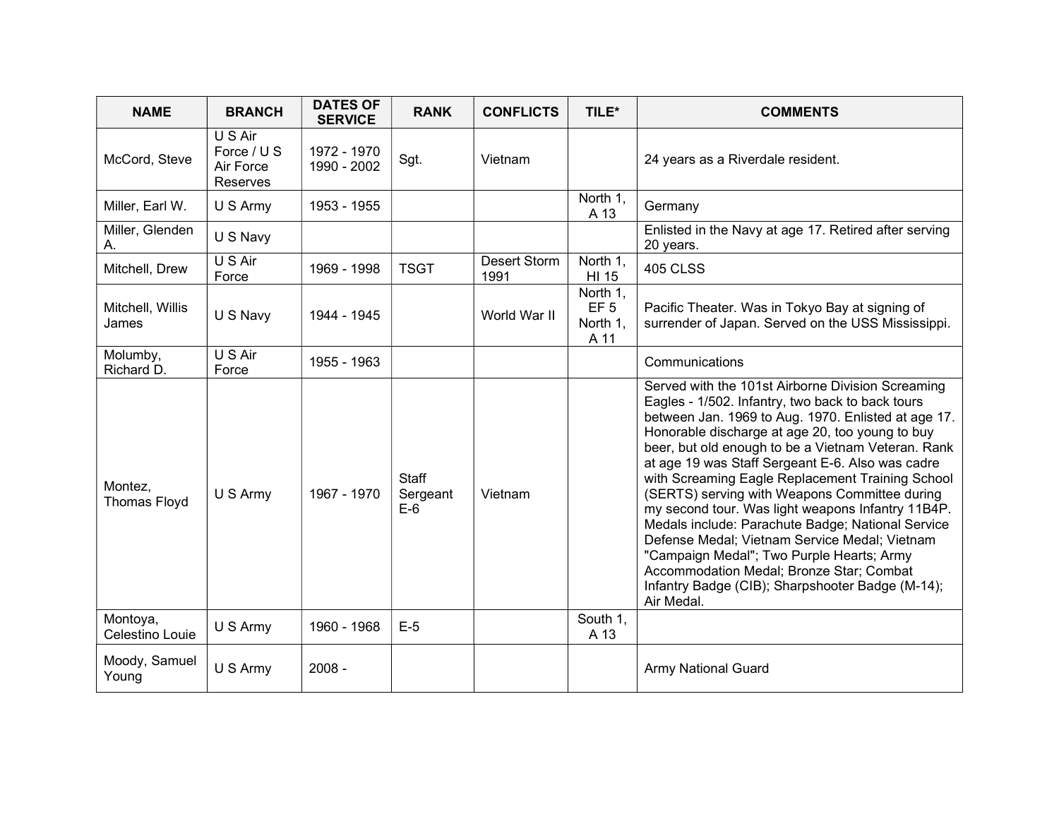| NAME | BRANCH | DATES OF SERVICE | RANK | CONFLICTS | TILE* | COMMENTS |
|---|---|---|---|---|---|---|
| McCord, Steve | U S Air Force / U S Air Force Reserves | 1972 - 1970 1990 - 2002 | Sgt. | Vietnam | | 24 years as a Riverdale resident. |
| Miller, Earl W. | U S Army | 1953 - 1955 | | | North 1, A 13 | Germany |
| Miller, Glenden A. | U S Navy | | | | | Enlisted in the Navy at age 17. Retired after serving 20 years. |
| Mitchell, Drew | U S Air Force | 1969 - 1998 | TSGT | Desert Storm 1991 | North 1, HI 15 | 405 CLSS |
| Mitchell, Willis James | U S Navy | 1944 - 1945 | | World War II | North 1, EF 5 North 1, A 11 | Pacific Theater. Was in Tokyo Bay at signing of surrender of Japan. Served on the USS Mississippi. |
| Molumby, Richard D. | U S Air Force | 1955 - 1963 | | | | Communications |
| Montez, Thomas Floyd | U S Army | 1967 - 1970 | Staff Sergeant E-6 | Vietnam | | Served with the 101st Airborne Division Screaming Eagles - 1/502. Infantry, two back to back tours between Jan. 1969 to Aug. 1970. Enlisted at age 17. Honorable discharge at age 20, too young to buy beer, but old enough to be a Vietnam Veteran. Rank at age 19 was Staff Sergeant E-6. Also was cadre with Screaming Eagle Replacement Training School (SERTS) serving with Weapons Committee during my second tour. Was light weapons Infantry 11B4P. Medals include: Parachute Badge; National Service Defense Medal; Vietnam Service Medal; Vietnam "Campaign Medal"; Two Purple Hearts; Army Accommodation Medal; Bronze Star; Combat Infantry Badge (CIB); Sharpshooter Badge (M-14); Air Medal. |
| Montoya, Celestino Louie | U S Army | 1960 - 1968 | E-5 | | South 1, A 13 | |
| Moody, Samuel Young | U S Army | 2008 - | | | | Army National Guard |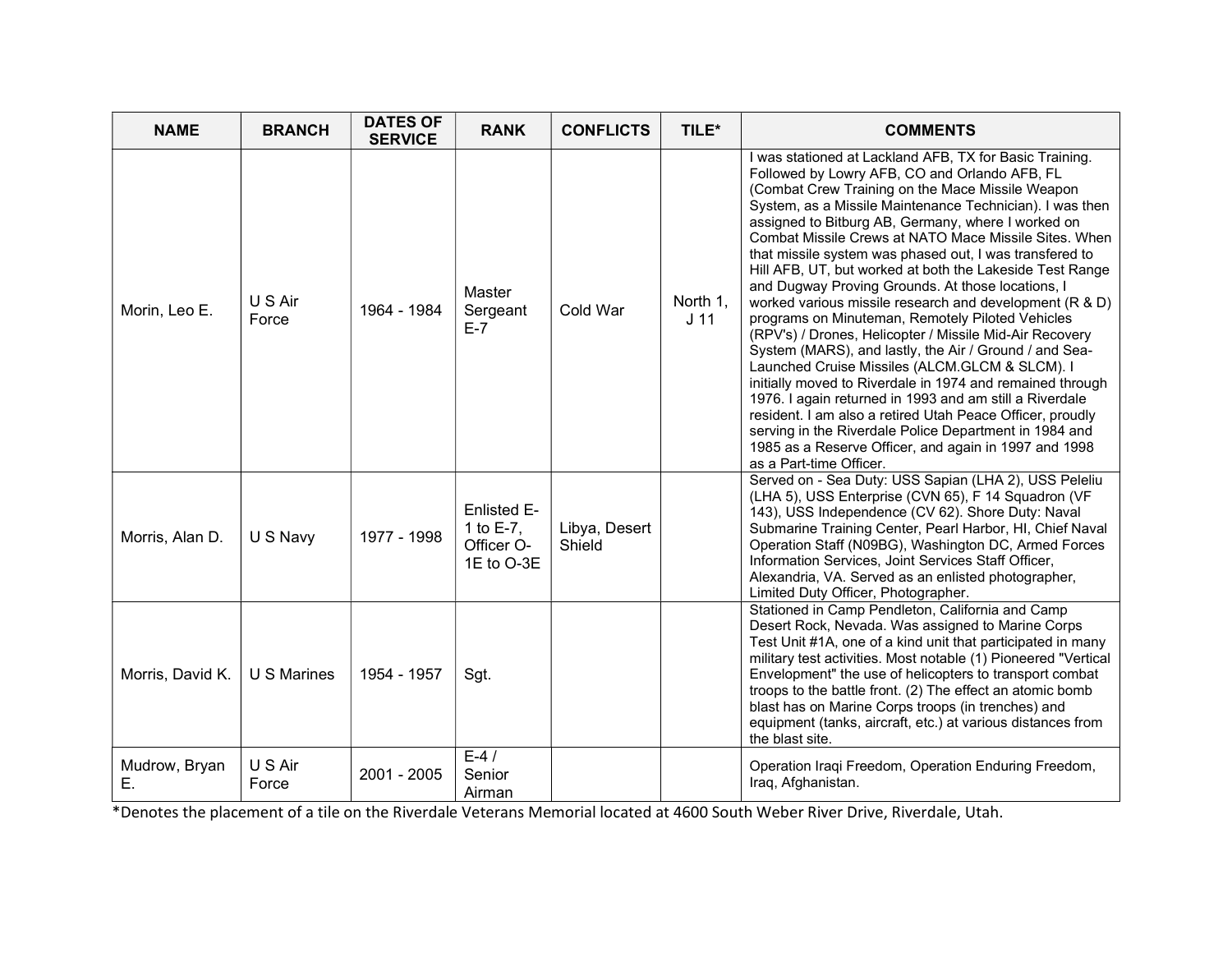| NAME | BRANCH | DATES OF SERVICE | RANK | CONFLICTS | TILE* | COMMENTS |
|---|---|---|---|---|---|---|
| Morin, Leo E. | U S Air Force | 1964 - 1984 | Master Sergeant E-7 | Cold War | North 1, J 11 | I was stationed at Lackland AFB, TX for Basic Training. Followed by Lowry AFB, CO and Orlando AFB, FL (Combat Crew Training on the Mace Missile Weapon System, as a Missile Maintenance Technician). I was then assigned to Bitburg AB, Germany, where I worked on Combat Missile Crews at NATO Mace Missile Sites. When that missile system was phased out, I was transfered to Hill AFB, UT, but worked at both the Lakeside Test Range and Dugway Proving Grounds. At those locations, I worked various missile research and development (R & D) programs on Minuteman, Remotely Piloted Vehicles (RPV's) / Drones, Helicopter / Missile Mid-Air Recovery System (MARS), and lastly, the Air / Ground / and Sea-Launched Cruise Missiles (ALCM.GLCM & SLCM). I initially moved to Riverdale in 1974 and remained through 1976. I again returned in 1993 and am still a Riverdale resident. I am also a retired Utah Peace Officer, proudly serving in the Riverdale Police Department in 1984 and 1985 as a Reserve Officer, and again in 1997 and 1998 as a Part-time Officer. |
| Morris, Alan D. | U S Navy | 1977 - 1998 | Enlisted E-1 to E-7, Officer O-1E to O-3E | Libya, Desert Shield | | Served on - Sea Duty: USS Sapian (LHA 2), USS Peleliu (LHA 5), USS Enterprise (CVN 65), F 14 Squadron (VF 143), USS Independence (CV 62). Shore Duty: Naval Submarine Training Center, Pearl Harbor, HI, Chief Naval Operation Staff (N09BG), Washington DC, Armed Forces Information Services, Joint Services Staff Officer, Alexandria, VA. Served as an enlisted photographer, Limited Duty Officer, Photographer. |
| Morris, David K. | U S Marines | 1954 - 1957 | Sgt. | | | Stationed in Camp Pendleton, California and Camp Desert Rock, Nevada. Was assigned to Marine Corps Test Unit #1A, one of a kind unit that participated in many military test activities. Most notable (1) Pioneered "Vertical Envelopment" the use of helicopters to transport combat troops to the battle front. (2) The effect an atomic bomb blast has on Marine Corps troops (in trenches) and equipment (tanks, aircraft, etc.) at various distances from the blast site. |
| Mudrow, Bryan E. | U S Air Force | 2001 - 2005 | E-4 / Senior Airman | | | Operation Iraqi Freedom, Operation Enduring Freedom, Iraq, Afghanistan. |

*Denotes the placement of a tile on the Riverdale Veterans Memorial located at 4600 South Weber River Drive, Riverdale, Utah.